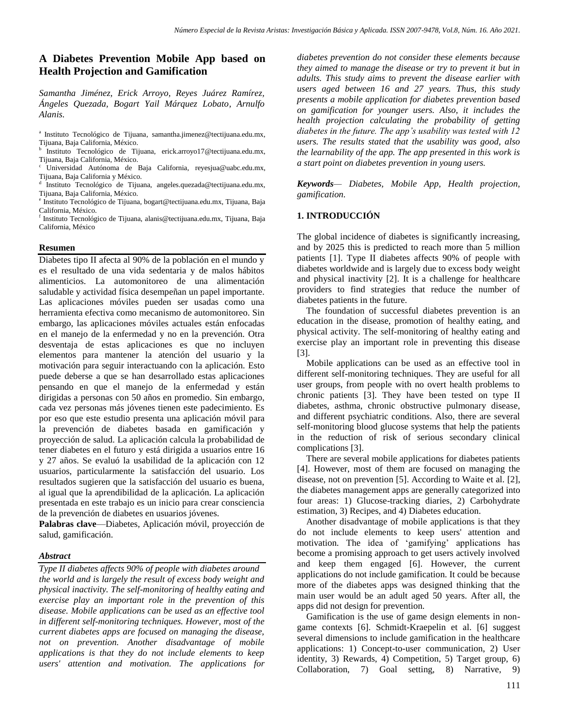# A Diabetes Prevention Mobile App based on Health Projection and Gamification

*Samantha Jiménez, Erick Arroyo, Reyes Juárez Ramírez, Ángeles Quezada, Bogart Yail Márquez Lobato, Arnulfo Alanis.*

[a] Instituto Tecnológico de Tijuana, samantha.jimenez@tectijuana.edu.mx, Tijuana, Baja California, México.
[b] Instituto Tecnológico de Tijuana, erick.arroyo17@tectijuana.edu.mx, Tijuana, Baja California, México.
[c] Universidad Autónoma de Baja California, reyesjua@uabc.edu.mx, Tijuana, Baja California y México.
[d] Instituto Tecnológico de Tijuana, angeles.quezada@tectijuana.edu.mx, Tijuana, Baja California, México.
[e] Instituto Tecnológico de Tijuana, bogart@tectijuana.edu.mx, Tijuana, Baja California, México.
[f] Instituto Tecnológico de Tijuana, alanis@tectijuana.edu.mx, Tijuana, Baja California, México

**Resumen**

Diabetes tipo II afecta al 90% de la población en el mundo y es el resultado de una vida sedentaria y de malos hábitos alimenticios. La automonitoreo de una alimentación saludable y actividad física desempeñan un papel importante. Las aplicaciones móviles pueden ser usadas como una herramienta efectiva como mecanismo de automonitoreo. Sin embargo, las aplicaciones móviles actuales están enfocadas en el manejo de la enfermedad y no en la prevención. Otra desventaja de estas aplicaciones es que no incluyen elementos para mantener la atención del usuario y la motivación para seguir interactuando con la aplicación. Esto puede deberse a que se han desarrollado estas aplicaciones pensando en que el manejo de la enfermedad y están dirigidas a personas con 50 años en promedio. Sin embargo, cada vez personas más jóvenes tienen este padecimiento. Es por eso que este estudio presenta una aplicación móvil para la prevención de diabetes basada en gamificación y proyección de salud. La aplicación calcula la probabilidad de tener diabetes en el futuro y está dirigida a usuarios entre 16 y 27 años. Se evaluó la usabilidad de la aplicación con 12 usuarios, particularmente la satisfacción del usuario. Los resultados sugieren que la satisfacción del usuario es buena, al igual que la aprendibilidad de la aplicación. La aplicación presentada en este trabajo es un inicio para crear consciencia de la prevención de diabetes en usuarios jóvenes.

**Palabras clave**—Diabetes, Aplicación móvil, proyección de salud, gamificación.

***Abstract***

*Type II diabetes affects 90% of people with diabetes around the world and is largely the result of excess body weight and physical inactivity. The self-monitoring of healthy eating and exercise play an important role in the prevention of this disease. Mobile applications can be used as an effective tool in different self-monitoring techniques. However, most of the current diabetes apps are focused on managing the disease, not on prevention. Another disadvantage of mobile applications is that they do not include elements to keep users' attention and motivation. The applications for diabetes prevention do not consider these elements because they aimed to manage the disease or try to prevent it but in adults. This study aims to prevent the disease earlier with users aged between 16 and 27 years. Thus, this study presents a mobile application for diabetes prevention based on gamification for younger users. Also, it includes the health projection calculating the probability of getting diabetes in the future. The app's usability was tested with 12 users. The results stated that the usability was good, also the learnability of the app. The app presented in this work is a start point on diabetes prevention in young users.*

***Keywords****— Diabetes, Mobile App, Health projection, gamification.*

## 1. INTRODUCCIÓN

The global incidence of diabetes is significantly increasing, and by 2025 this is predicted to reach more than 5 million patients [1]. Type II diabetes affects 90% of people with diabetes worldwide and is largely due to excess body weight and physical inactivity [2]. It is a challenge for healthcare providers to find strategies that reduce the number of diabetes patients in the future.

The foundation of successful diabetes prevention is an education in the disease, promotion of healthy eating, and physical activity. The self-monitoring of healthy eating and exercise play an important role in preventing this disease [3].

Mobile applications can be used as an effective tool in different self-monitoring techniques. They are useful for all user groups, from people with no overt health problems to chronic patients [3]. They have been tested on type II diabetes, asthma, chronic obstructive pulmonary disease, and different psychiatric conditions. Also, there are several self-monitoring blood glucose systems that help the patients in the reduction of risk of serious secondary clinical complications [3].

There are several mobile applications for diabetes patients [4]. However, most of them are focused on managing the disease, not on prevention [5]. According to Waite et al. [2], the diabetes management apps are generally categorized into four areas: 1) Glucose-tracking diaries, 2) Carbohydrate estimation, 3) Recipes, and 4) Diabetes education.

Another disadvantage of mobile applications is that they do not include elements to keep users' attention and motivation. The idea of 'gamifying' applications has become a promising approach to get users actively involved and keep them engaged [6]. However, the current applications do not include gamification. It could be because more of the diabetes apps was designed thinking that the main user would be an adult aged 50 years. After all, the apps did not design for prevention.

Gamification is the use of game design elements in non-game contexts [6]. Schmidt-Kraepelin et al. [6] suggest several dimensions to include gamification in the healthcare applications: 1) Concept-to-user communication, 2) User identity, 3) Rewards, 4) Competition, 5) Target group, 6) Collaboration, 7) Goal setting, 8) Narrative, 9)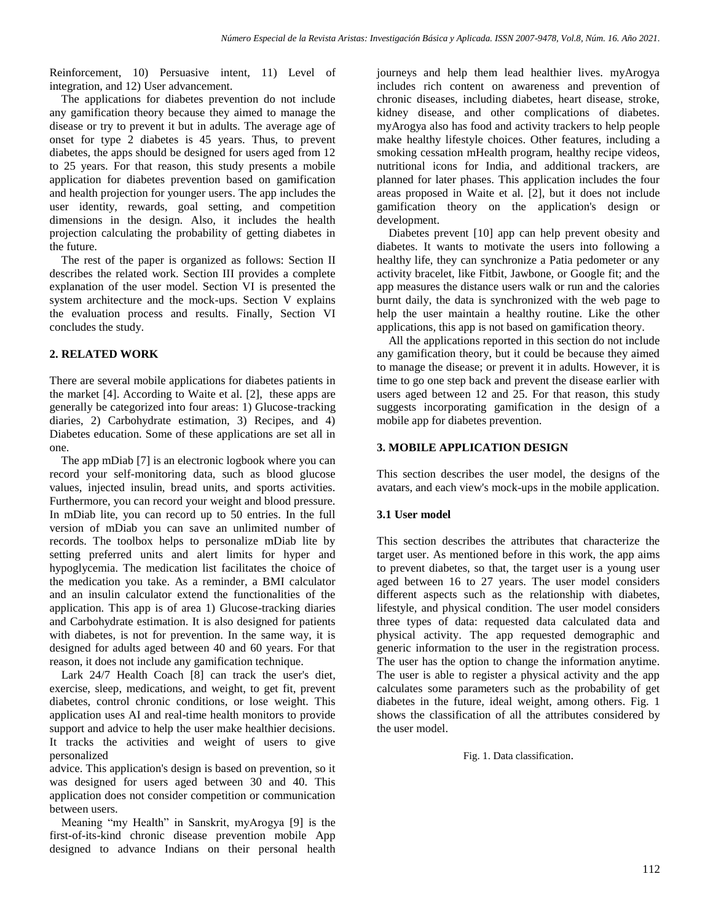Reinforcement, 10) Persuasive intent, 11) Level of integration, and 12) User advancement.

The applications for diabetes prevention do not include any gamification theory because they aimed to manage the disease or try to prevent it but in adults. The average age of onset for type 2 diabetes is 45 years. Thus, to prevent diabetes, the apps should be designed for users aged from 12 to 25 years. For that reason, this study presents a mobile application for diabetes prevention based on gamification and health projection for younger users. The app includes the user identity, rewards, goal setting, and competition dimensions in the design. Also, it includes the health projection calculating the probability of getting diabetes in the future.

The rest of the paper is organized as follows: Section II describes the related work. Section III provides a complete explanation of the user model. Section VI is presented the system architecture and the mock-ups. Section V explains the evaluation process and results. Finally, Section VI concludes the study.

## 2. RELATED WORK

There are several mobile applications for diabetes patients in the market [4]. According to Waite et al. [2], these apps are generally be categorized into four areas: 1) Glucose-tracking diaries, 2) Carbohydrate estimation, 3) Recipes, and 4) Diabetes education. Some of these applications are set all in one.

The app mDiab [7] is an electronic logbook where you can record your self-monitoring data, such as blood glucose values, injected insulin, bread units, and sports activities. Furthermore, you can record your weight and blood pressure. In mDiab lite, you can record up to 50 entries. In the full version of mDiab you can save an unlimited number of records. The toolbox helps to personalize mDiab lite by setting preferred units and alert limits for hyper and hypoglycemia. The medication list facilitates the choice of the medication you take. As a reminder, a BMI calculator and an insulin calculator extend the functionalities of the application. This app is of area 1) Glucose-tracking diaries and Carbohydrate estimation. It is also designed for patients with diabetes, is not for prevention. In the same way, it is designed for adults aged between 40 and 60 years. For that reason, it does not include any gamification technique.

Lark 24/7 Health Coach [8] can track the user's diet, exercise, sleep, medications, and weight, to get fit, prevent diabetes, control chronic conditions, or lose weight. This application uses AI and real-time health monitors to provide support and advice to help the user make healthier decisions. It tracks the activities and weight of users to give personalized advice. This application's design is based on prevention, so it was designed for users aged between 30 and 40. This application does not consider competition or communication between users.

Meaning "my Health" in Sanskrit, myArogya [9] is the first-of-its-kind chronic disease prevention mobile App designed to advance Indians on their personal health journeys and help them lead healthier lives. myArogya includes rich content on awareness and prevention of chronic diseases, including diabetes, heart disease, stroke, kidney disease, and other complications of diabetes. myArogya also has food and activity trackers to help people make healthy lifestyle choices. Other features, including a smoking cessation mHealth program, healthy recipe videos, nutritional icons for India, and additional trackers, are planned for later phases. This application includes the four areas proposed in Waite et al. [2], but it does not include gamification theory on the application's design or development.

Diabetes prevent [10] app can help prevent obesity and diabetes. It wants to motivate the users into following a healthy life, they can synchronize a Patia pedometer or any activity bracelet, like Fitbit, Jawbone, or Google fit; and the app measures the distance users walk or run and the calories burnt daily, the data is synchronized with the web page to help the user maintain a healthy routine. Like the other applications, this app is not based on gamification theory.

All the applications reported in this section do not include any gamification theory, but it could be because they aimed to manage the disease; or prevent it in adults. However, it is time to go one step back and prevent the disease earlier with users aged between 12 and 25. For that reason, this study suggests incorporating gamification in the design of a mobile app for diabetes prevention.

## 3. MOBILE APPLICATION DESIGN

This section describes the user model, the designs of the avatars, and each view's mock-ups in the mobile application.

### 3.1 User model

This section describes the attributes that characterize the target user. As mentioned before in this work, the app aims to prevent diabetes, so that, the target user is a young user aged between 16 to 27 years. The user model considers different aspects such as the relationship with diabetes, lifestyle, and physical condition. The user model considers three types of data: requested data calculated data and physical activity. The app requested demographic and generic information to the user in the registration process. The user has the option to change the information anytime. The user is able to register a physical activity and the app calculates some parameters such as the probability of get diabetes in the future, ideal weight, among others. Fig. 1 shows the classification of all the attributes considered by the user model.

Fig. 1. Data classification.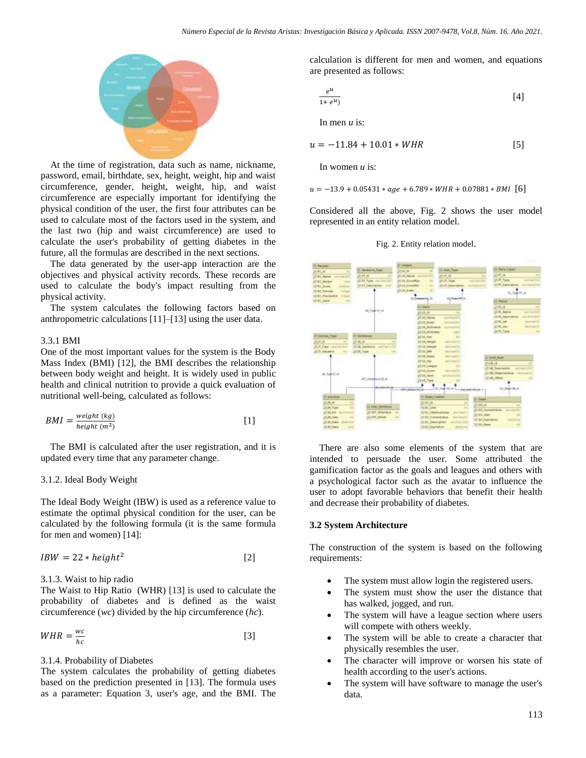At the time of registration, data such as name, nickname, password, email, birthdate, sex, height, weight, hip and waist circumference, gender, height, weight, hip, and waist circumference are especially important for identifying the physical condition of the user, the first four attributes can be used to calculate most of the factors used in the system, and the last two (hip and waist circumference) are used to calculate the user's probability of getting diabetes in the future, all the formulas are described in the next sections.

The data generated by the user-app interaction are the objectives and physical activity records. These records are used to calculate the body's impact resulting from the physical activity.

The system calculates the following factors based on anthropometric calculations [11]–[13] using the user data.

3.3.1 BMI

One of the most important values for the system is the Body Mass Index (BMI) [12], the BMI describes the relationship between body weight and height. It is widely used in public health and clinical nutrition to provide a quick evaluation of nutritional well-being, calculated as follows:

$$BMI = \frac{weight\ (kg)}{height\ (m^2)} \quad [1]$$

The BMI is calculated after the user registration, and it is updated every time that any parameter change.

3.1.2. Ideal Body Weight

The Ideal Body Weight (IBW) is used as a reference value to estimate the optimal physical condition for the user, can be calculated by the following formula (it is the same formula for men and women) [14]:

$$IBW = 22 * height^2 \quad [2]$$

3.1.3. Waist to hip radio

The Waist to Hip Ratio (WHR) [13] is used to calculate the probability of diabetes and is defined as the waist circumference ($wc$) divided by the hip circumference ($hc$).

$$WHR = \frac{wc}{hc} \quad [3]$$

3.1.4. Probability of Diabetes

The system calculates the probability of getting diabetes based on the prediction presented in [13]. The formula uses as a parameter: Equation 3, user's age, and the BMI. The calculation is different for men and women, and equations are presented as follows:

$$\frac{e^u}{1+ e^u)} \quad [4]$$

In men $u$ is:

$$u = -11.84 + 10.01 * WHR \quad [5]$$

In women $u$ is:

$$u = -13.9 + 0.05431 * age + 6.789 * WHR + 0.07881 * BMI \quad [6]$$

Considered all the above, Fig. 2 shows the user model represented in an entity relation model.

Fig. 2. Entity relation model.

There are also some elements of the system that are intended to persuade the user. Some attributed the gamification factor as the goals and leagues and others with a psychological factor such as the avatar to influence the user to adopt favorable behaviors that benefit their health and decrease their probability of diabetes.

### 3.2 System Architecture

The construction of the system is based on the following requirements:

- The system must allow login the registered users.
- The system must show the user the distance that has walked, jogged, and run.
- The system will have a league section where users will compete with others weekly.
- The system will be able to create a character that physically resembles the user.
- The character will improve or worsen his state of health according to the user's actions.
- The system will have software to manage the user's data.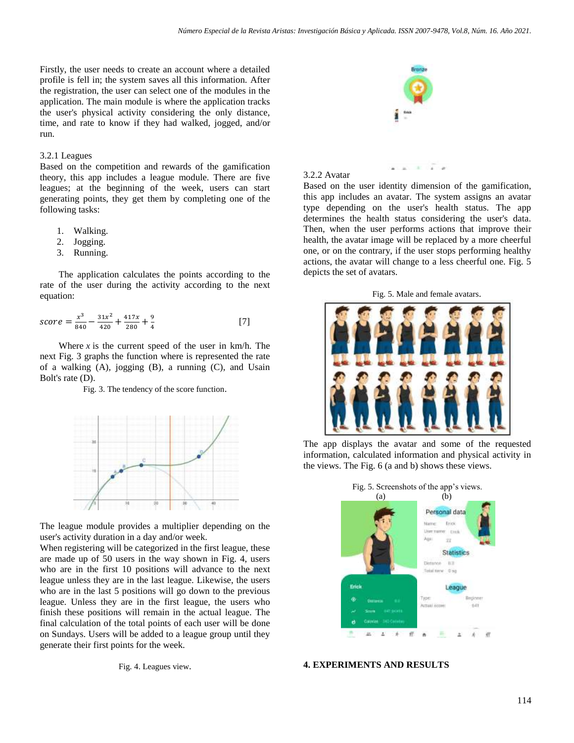Firstly, the user needs to create an account where a detailed profile is fell in; the system saves all this information. After the registration, the user can select one of the modules in the application. The main module is where the application tracks the user's physical activity considering the only distance, time, and rate to know if they had walked, jogged, and/or run.

### 3.2.1 Leagues

Based on the competition and rewards of the gamification theory, this app includes a league module. There are five leagues; at the beginning of the week, users can start generating points, they get them by completing one of the following tasks:

1. Walking.
2. Jogging.
3. Running.

The application calculates the points according to the rate of the user during the activity according to the next equation:

$$score = \frac{x^3}{840} - \frac{31x^2}{420} + \frac{417x}{280} + \frac{9}{4} \quad [7]$$

Where $x$ is the current speed of the user in km/h. The next Fig. 3 graphs the function where is represented the rate of a walking (A), jogging (B), a running (C), and Usain Bolt's rate (D).

Fig. 3. The tendency of the score function.

The league module provides a multiplier depending on the user's activity duration in a day and/or week.

When registering will be categorized in the first league, these are made up of 50 users in the way shown in Fig. 4, users who are in the first 10 positions will advance to the next league unless they are in the last league. Likewise, the users who are in the last 5 positions will go down to the previous league. Unless they are in the first league, the users who finish these positions will remain in the actual league. The final calculation of the total points of each user will be done on Sundays. Users will be added to a league group until they generate their first points for the week.

Fig. 4. Leagues view.

### 3.2.2 Avatar

Based on the user identity dimension of the gamification, this app includes an avatar. The system assigns an avatar type depending on the user's health status. The app determines the health status considering the user's data. Then, when the user performs actions that improve their health, the avatar image will be replaced by a more cheerful one, or on the contrary, if the user stops performing healthy actions, the avatar will change to a less cheerful one. Fig. 5 depicts the set of avatars.

Fig. 5. Male and female avatars.

The app displays the avatar and some of the requested information, calculated information and physical activity in the views. The Fig. 6 (a and b) shows these views.

Fig. 5. Screenshots of the app's views.
(a) (b)

## 4. EXPERIMENTS AND RESULTS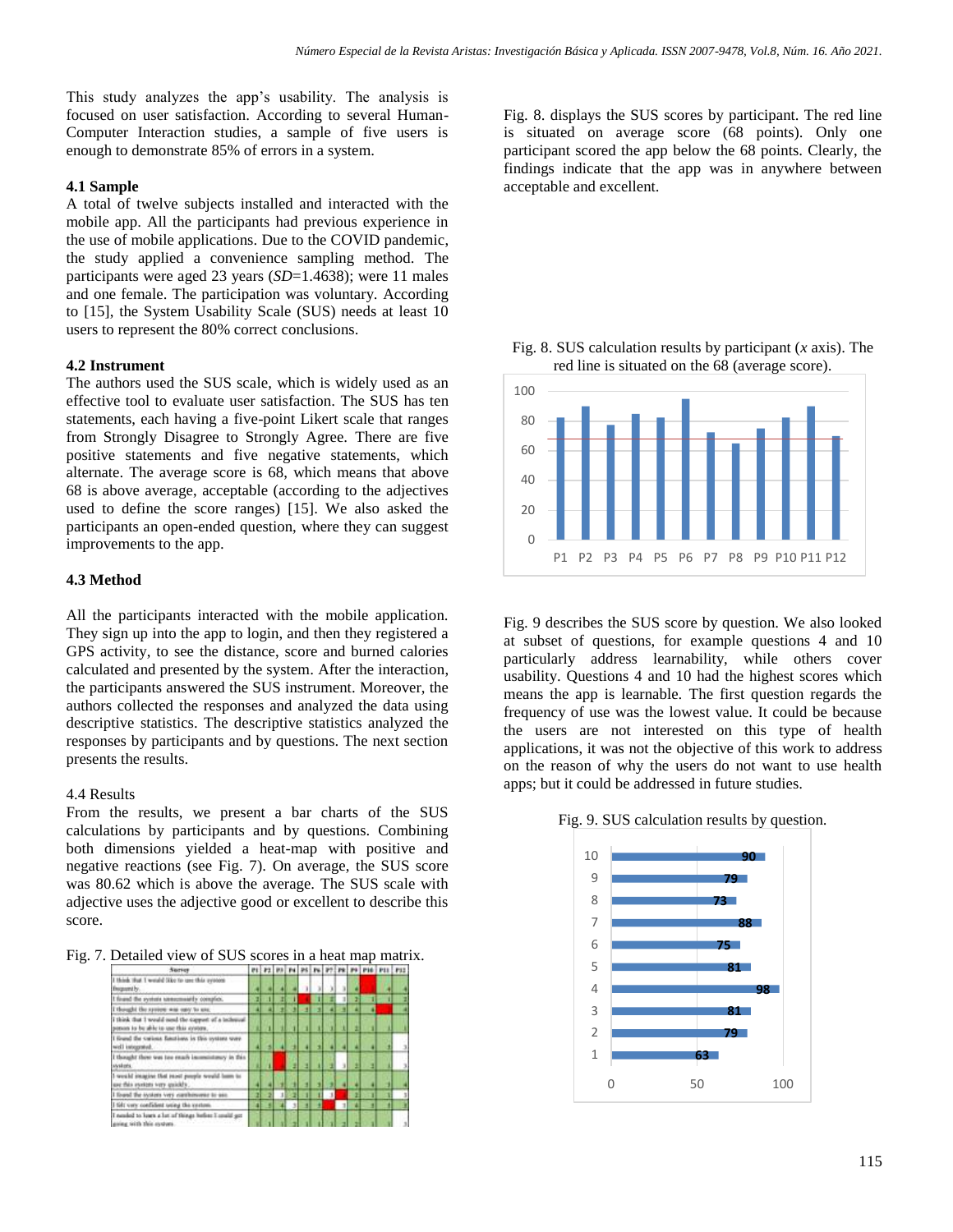This study analyzes the app's usability. The analysis is focused on user satisfaction. According to several Human-Computer Interaction studies, a sample of five users is enough to demonstrate 85% of errors in a system.

### 4.1 Sample

A total of twelve subjects installed and interacted with the mobile app. All the participants had previous experience in the use of mobile applications. Due to the COVID pandemic, the study applied a convenience sampling method. The participants were aged 23 years (*SD*=1.4638); were 11 males and one female. The participation was voluntary. According to [15], the System Usability Scale (SUS) needs at least 10 users to represent the 80% correct conclusions.

### 4.2 Instrument

The authors used the SUS scale, which is widely used as an effective tool to evaluate user satisfaction. The SUS has ten statements, each having a five-point Likert scale that ranges from Strongly Disagree to Strongly Agree. There are five positive statements and five negative statements, which alternate. The average score is 68, which means that above 68 is above average, acceptable (according to the adjectives used to define the score ranges) [15]. We also asked the participants an open-ended question, where they can suggest improvements to the app.

### 4.3 Method

All the participants interacted with the mobile application. They sign up into the app to login, and then they registered a GPS activity, to see the distance, score and burned calories calculated and presented by the system. After the interaction, the participants answered the SUS instrument. Moreover, the authors collected the responses and analyzed the data using descriptive statistics. The descriptive statistics analyzed the responses by participants and by questions. The next section presents the results.

### 4.4 Results

From the results, we present a bar charts of the SUS calculations by participants and by questions. Combining both dimensions yielded a heat-map with positive and negative reactions (see Fig. 7). On average, the SUS score was 80.62 which is above the average. The SUS scale with adjective uses the adjective good or excellent to describe this score.

Fig. 7. Detailed view of SUS scores in a heat map matrix.

Fig. 8. displays the SUS scores by participant. The red line is situated on average score (68 points). Only one participant scored the app below the 68 points. Clearly, the findings indicate that the app was in anywhere between acceptable and excellent.

Fig. 8. SUS calculation results by participant (*x* axis). The red line is situated on the 68 (average score).

Fig. 9 describes the SUS score by question. We also looked at subset of questions, for example questions 4 and 10 particularly address learnability, while others cover usability. Questions 4 and 10 had the highest scores which means the app is learnable. The first question regards the frequency of use was the lowest value. It could be because the users are not interested on this type of health applications, it was not the objective of this work to address on the reason of why the users do not want to use health apps; but it could be addressed in future studies.

Fig. 9. SUS calculation results by question.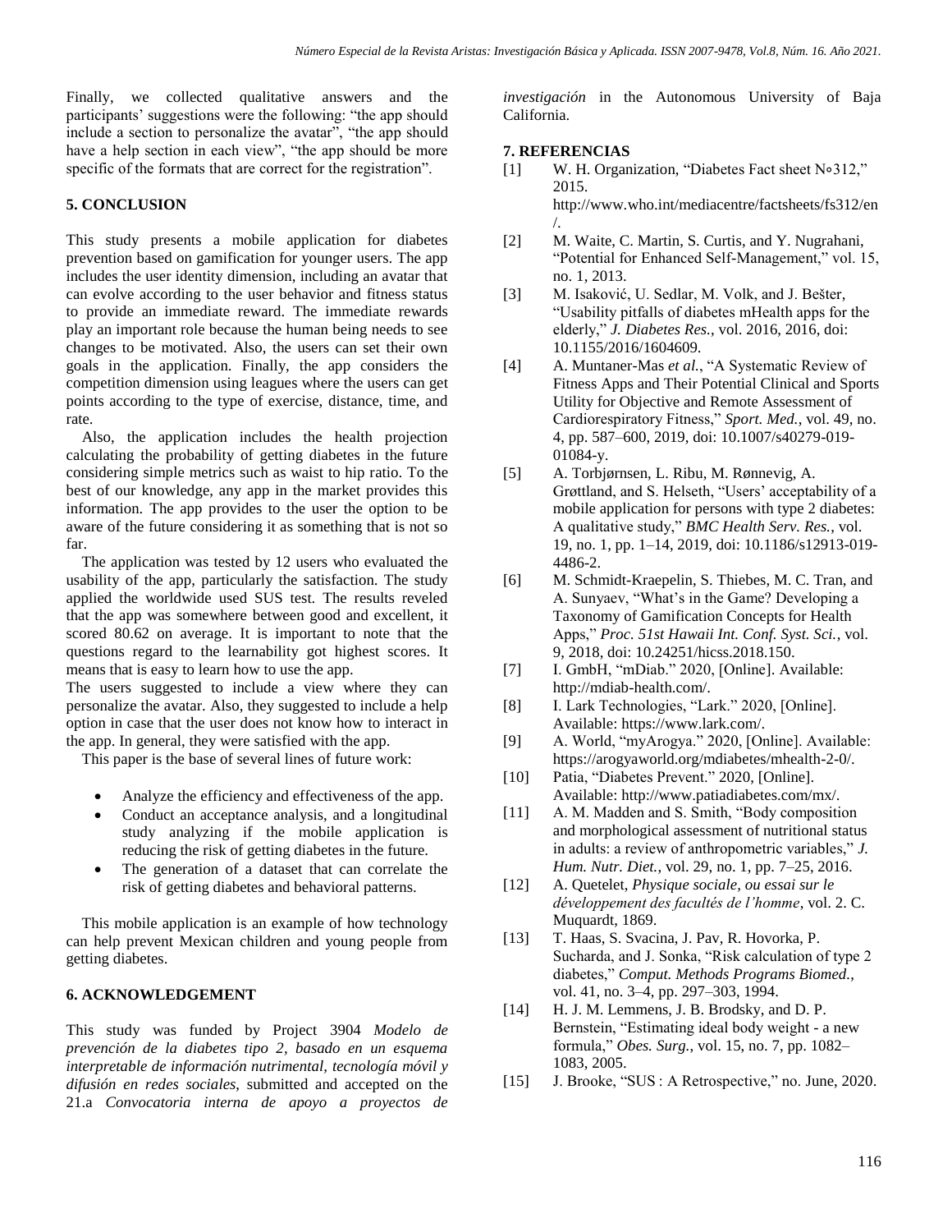Finally, we collected qualitative answers and the participants' suggestions were the following: "the app should include a section to personalize the avatar", "the app should have a help section in each view", "the app should be more specific of the formats that are correct for the registration".

## 5. CONCLUSION

This study presents a mobile application for diabetes prevention based on gamification for younger users. The app includes the user identity dimension, including an avatar that can evolve according to the user behavior and fitness status to provide an immediate reward. The immediate rewards play an important role because the human being needs to see changes to be motivated. Also, the users can set their own goals in the application. Finally, the app considers the competition dimension using leagues where the users can get points according to the type of exercise, distance, time, and rate.

Also, the application includes the health projection calculating the probability of getting diabetes in the future considering simple metrics such as waist to hip ratio. To the best of our knowledge, any app in the market provides this information. The app provides to the user the option to be aware of the future considering it as something that is not so far.

The application was tested by 12 users who evaluated the usability of the app, particularly the satisfaction. The study applied the worldwide used SUS test. The results reveled that the app was somewhere between good and excellent, it scored 80.62 on average. It is important to note that the questions regard to the learnability got highest scores. It means that is easy to learn how to use the app.

The users suggested to include a view where they can personalize the avatar. Also, they suggested to include a help option in case that the user does not know how to interact in the app. In general, they were satisfied with the app.

This paper is the base of several lines of future work:

- Analyze the efficiency and effectiveness of the app.
- Conduct an acceptance analysis, and a longitudinal study analyzing if the mobile application is reducing the risk of getting diabetes in the future.
- The generation of a dataset that can correlate the risk of getting diabetes and behavioral patterns.

This mobile application is an example of how technology can help prevent Mexican children and young people from getting diabetes.

## 6. ACKNOWLEDGEMENT

This study was funded by Project 3904 *Modelo de prevención de la diabetes tipo 2, basado en un esquema interpretable de información nutrimental, tecnología móvil y difusión en redes sociales*, submitted and accepted on the 21.a *Convocatoria interna de apoyo a proyectos de investigación* in the Autonomous University of Baja California.

## 7. REFERENCIAS

[1] W. H. Organization, "Diabetes Fact sheet N∘312," 2015. http://www.who.int/mediacentre/factsheets/fs312/en/.

[2] M. Waite, C. Martin, S. Curtis, and Y. Nugrahani, "Potential for Enhanced Self-Management," vol. 15, no. 1, 2013.

[3] M. Isaković, U. Sedlar, M. Volk, and J. Bešter, "Usability pitfalls of diabetes mHealth apps for the elderly," *J. Diabetes Res.*, vol. 2016, 2016, doi: 10.1155/2016/1604609.

[4] A. Muntaner-Mas *et al.*, "A Systematic Review of Fitness Apps and Their Potential Clinical and Sports Utility for Objective and Remote Assessment of Cardiorespiratory Fitness," *Sport. Med.*, vol. 49, no. 4, pp. 587–600, 2019, doi: 10.1007/s40279-019-01084-y.

[5] A. Torbjørnsen, L. Ribu, M. Rønnevig, A. Grøttland, and S. Helseth, "Users' acceptability of a mobile application for persons with type 2 diabetes: A qualitative study," *BMC Health Serv. Res.*, vol. 19, no. 1, pp. 1–14, 2019, doi: 10.1186/s12913-019-4486-2.

[6] M. Schmidt-Kraepelin, S. Thiebes, M. C. Tran, and A. Sunyaev, "What's in the Game? Developing a Taxonomy of Gamification Concepts for Health Apps," *Proc. 51st Hawaii Int. Conf. Syst. Sci.*, vol. 9, 2018, doi: 10.24251/hicss.2018.150.

[7] I. GmbH, "mDiab." 2020, [Online]. Available: http://mdiab-health.com/.

[8] I. Lark Technologies, "Lark." 2020, [Online]. Available: https://www.lark.com/.

[9] A. World, "myArogya." 2020, [Online]. Available: https://arogyaworld.org/mdiabetes/mhealth-2-0/.

[10] Patia, "Diabetes Prevent." 2020, [Online]. Available: http://www.patiadiabetes.com/mx/.

[11] A. M. Madden and S. Smith, "Body composition and morphological assessment of nutritional status in adults: a review of anthropometric variables," *J. Hum. Nutr. Diet.*, vol. 29, no. 1, pp. 7–25, 2016.

[12] A. Quetelet, *Physique sociale, ou essai sur le développement des facultés de l'homme*, vol. 2. C. Muquardt, 1869.

[13] T. Haas, S. Svacina, J. Pav, R. Hovorka, P. Sucharda, and J. Sonka, "Risk calculation of type 2 diabetes," *Comput. Methods Programs Biomed.*, vol. 41, no. 3–4, pp. 297–303, 1994.

[14] H. J. M. Lemmens, J. B. Brodsky, and D. P. Bernstein, "Estimating ideal body weight - a new formula," *Obes. Surg.*, vol. 15, no. 7, pp. 1082–1083, 2005.

[15] J. Brooke, "SUS : A Retrospective," no. June, 2020.